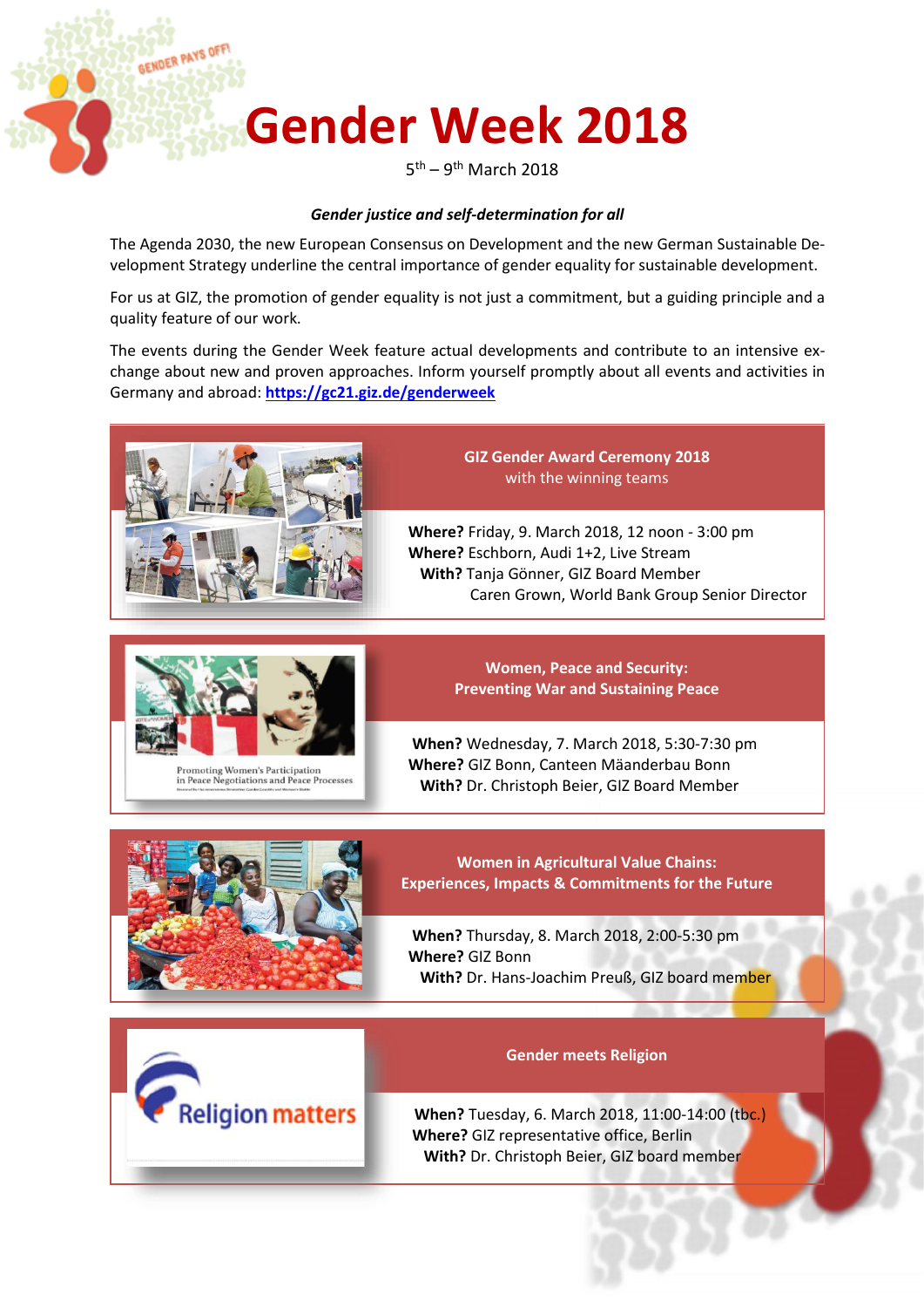# Gender Week 2018

5th – 9th March 2018

***Gender justice and self-determination for all***

The Agenda 2030, the new European Consensus on Development and the new German Sustainable Development Strategy underline the central importance of gender equality for sustainable development.

For us at GIZ, the promotion of gender equality is not just a commitment, but a guiding principle and a quality feature of our work.

The events during the Gender Week feature actual developments and contribute to an intensive exchange about new and proven approaches. Inform yourself promptly about all events and activities in Germany and abroad: **https://gc21.giz.de/genderweek**

## GIZ Gender Award Ceremony 2018

with the winning teams

**Where?** Friday, 9. March 2018, 12 noon - 3:00 pm
**Where?** Eschborn, Audi 1+2, Live Stream
**With?** Tanja Gönner, GIZ Board Member
Caren Grown, World Bank Group Senior Director

## Women, Peace and Security: Preventing War and Sustaining Peace

**When?** Wednesday, 7. March 2018, 5:30-7:30 pm
**Where?** GIZ Bonn, Canteen Mäanderbau Bonn
**With?** Dr. Christoph Beier, GIZ Board Member

## Women in Agricultural Value Chains: Experiences, Impacts & Commitments for the Future

**When?** Thursday, 8. March 2018, 2:00-5:30 pm
**Where?** GIZ Bonn
**With?** Dr. Hans-Joachim Preuß, GIZ board member

## Gender meets Religion

**When?** Tuesday, 6. March 2018, 11:00-14:00 (tbc.)
**Where?** GIZ representative office, Berlin
**With?** Dr. Christoph Beier, GIZ board member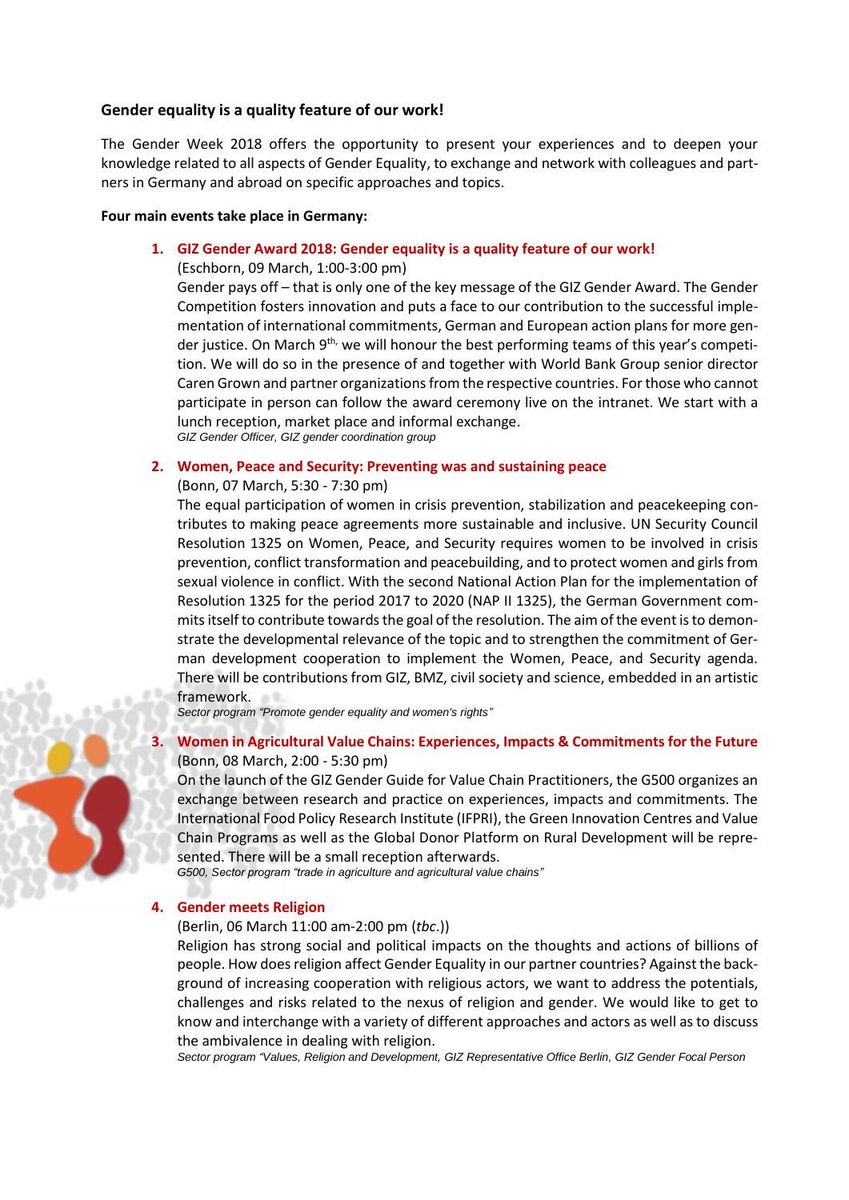**Gender equality is a quality feature of our work!**

The Gender Week 2018 offers the opportunity to present your experiences and to deepen your knowledge related to all aspects of Gender Equality, to exchange and network with colleagues and partners in Germany and abroad on specific approaches and topics.

**Four main events take place in Germany:**

1. **GIZ Gender Award 2018: Gender equality is a quality feature of our work!**
   (Eschborn, 09 March, 1:00-3:00 pm)
   Gender pays off – that is only one of the key message of the GIZ Gender Award. The Gender Competition fosters innovation and puts a face to our contribution to the successful implementation of international commitments, German and European action plans for more gender justice. On March 9th, we will honour the best performing teams of this year's competition. We will do so in the presence of and together with World Bank Group senior director Caren Grown and partner organizations from the respective countries. For those who cannot participate in person can follow the award ceremony live on the intranet. We start with a lunch reception, market place and informal exchange.
   *GIZ Gender Officer, GIZ gender coordination group*

2. **Women, Peace and Security: Preventing was and sustaining peace**
   (Bonn, 07 March, 5:30 - 7:30 pm)
   The equal participation of women in crisis prevention, stabilization and peacekeeping contributes to making peace agreements more sustainable and inclusive. UN Security Council Resolution 1325 on Women, Peace, and Security requires women to be involved in crisis prevention, conflict transformation and peacebuilding, and to protect women and girls from sexual violence in conflict. With the second National Action Plan for the implementation of Resolution 1325 for the period 2017 to 2020 (NAP II 1325), the German Government commits itself to contribute towards the goal of the resolution. The aim of the event is to demonstrate the developmental relevance of the topic and to strengthen the commitment of German development cooperation to implement the Women, Peace, and Security agenda. There will be contributions from GIZ, BMZ, civil society and science, embedded in an artistic framework.
   *Sector program "Promote gender equality and women's rights"*

3. **Women in Agricultural Value Chains: Experiences, Impacts & Commitments for the Future**
   (Bonn, 08 March, 2:00 - 5:30 pm)
   On the launch of the GIZ Gender Guide for Value Chain Practitioners, the G500 organizes an exchange between research and practice on experiences, impacts and commitments. The International Food Policy Research Institute (IFPRI), the Green Innovation Centres and Value Chain Programs as well as the Global Donor Platform on Rural Development will be represented. There will be a small reception afterwards.
   *G500, Sector program "trade in agriculture and agricultural value chains"*

4. **Gender meets Religion**
   (Berlin, 06 March 11:00 am-2:00 pm (*tbc*.))
   Religion has strong social and political impacts on the thoughts and actions of billions of people. How does religion affect Gender Equality in our partner countries? Against the background of increasing cooperation with religious actors, we want to address the potentials, challenges and risks related to the nexus of religion and gender. We would like to get to know and interchange with a variety of different approaches and actors as well as to discuss the ambivalence in dealing with religion.
   *Sector program "Values, Religion and Development, GIZ Representative Office Berlin, GIZ Gender Focal Person*